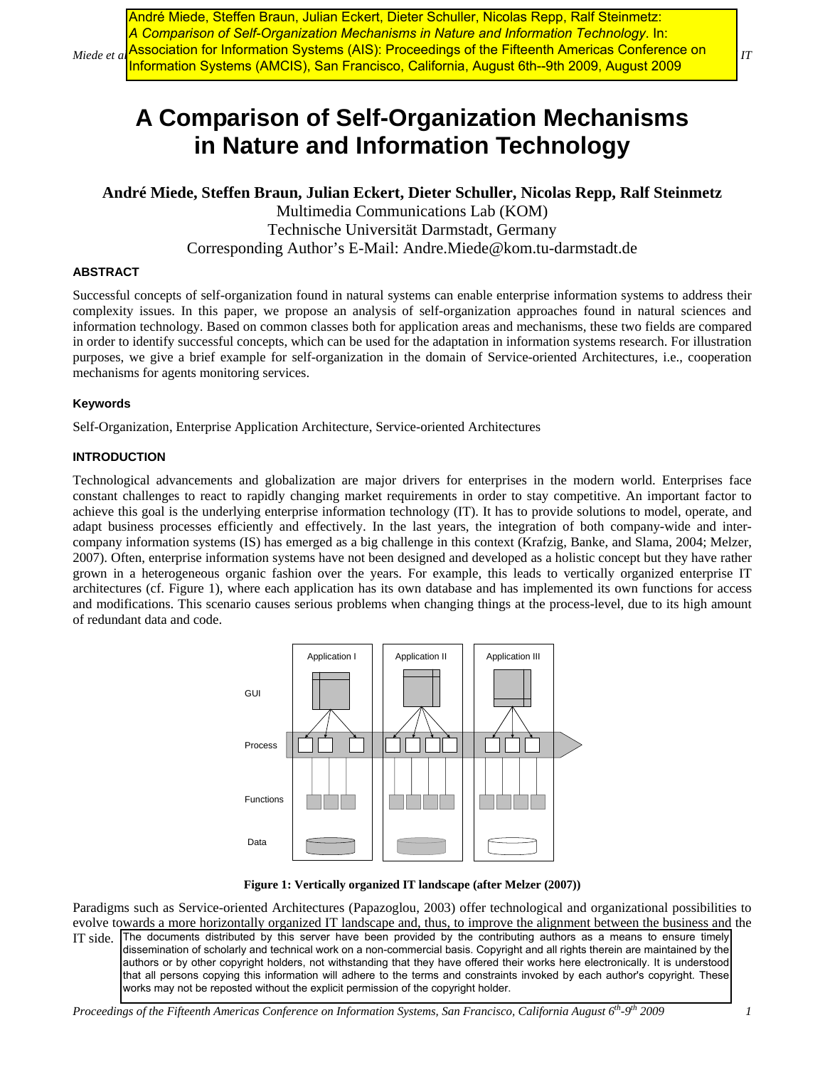André Miede, Steffen Braun, Julian Eckert, Dieter Schuller, Nicolas Repp, Ralf Steinmetz: *A Comparison of Self-Organization Mechanisms in Nature and Information Technology*. In: Association for Information Systems (AIS): Proceedings of the Fifteenth Americas Conference on Information Systems (AMCIS), San Francisco, California, August 6th--9th 2009, August 2009

# A Comparison of Self-Organization Mechanisms in Nature and Information Technology

**André Miede, Steffen Braun, Julian Eckert, Dieter Schuller, Nicolas Repp, Ralf Steinmetz**

Multimedia Communications Lab (KOM)

Technische Universität Darmstadt, Germany

Corresponding Author's E-Mail: Andre.Miede@kom.tu-darmstadt.de

## ABSTRACT

Successful concepts of self-organization found in natural systems can enable enterprise information systems to address their complexity issues. In this paper, we propose an analysis of self-organization approaches found in natural sciences and information technology. Based on common classes both for application areas and mechanisms, these two fields are compared in order to identify successful concepts, which can be used for the adaptation in information systems research. For illustration purposes, we give a brief example for self-organization in the domain of Service-oriented Architectures, i.e., cooperation mechanisms for agents monitoring services.

### Keywords

Self-Organization, Enterprise Application Architecture, Service-oriented Architectures

## INTRODUCTION

Technological advancements and globalization are major drivers for enterprises in the modern world. Enterprises face constant challenges to react to rapidly changing market requirements in order to stay competitive. An important factor to achieve this goal is the underlying enterprise information technology (IT). It has to provide solutions to model, operate, and adapt business processes efficiently and effectively. In the last years, the integration of both company-wide and inter-company information systems (IS) has emerged as a big challenge in this context (Krafzig, Banke, and Slama, 2004; Melzer, 2007). Often, enterprise information systems have not been designed and developed as a holistic concept but they have rather grown in a heterogeneous organic fashion over the years. For example, this leads to vertically organized enterprise IT architectures (cf. Figure 1), where each application has its own database and has implemented its own functions for access and modifications. This scenario causes serious problems when changing things at the process-level, due to its high amount of redundant data and code.

**Figure 1: Vertically organized IT landscape (after Melzer (2007))**

Paradigms such as Service-oriented Architectures (Papazoglou, 2003) offer technological and organizational possibilities to evolve towards a more horizontally organized IT landscape and, thus, to improve the alignment between the business and the IT side.

The documents distributed by this server have been provided by the contributing authors as a means to ensure timely dissemination of scholarly and technical work on a non-commercial basis. Copyright and all rights therein are maintained by the authors or by other copyright holders, not withstanding that they have offered their works here electronically. It is understood that all persons copying this information will adhere to the terms and constraints invoked by each author's copyright. These works may not be reposted without the explicit permission of the copyright holder.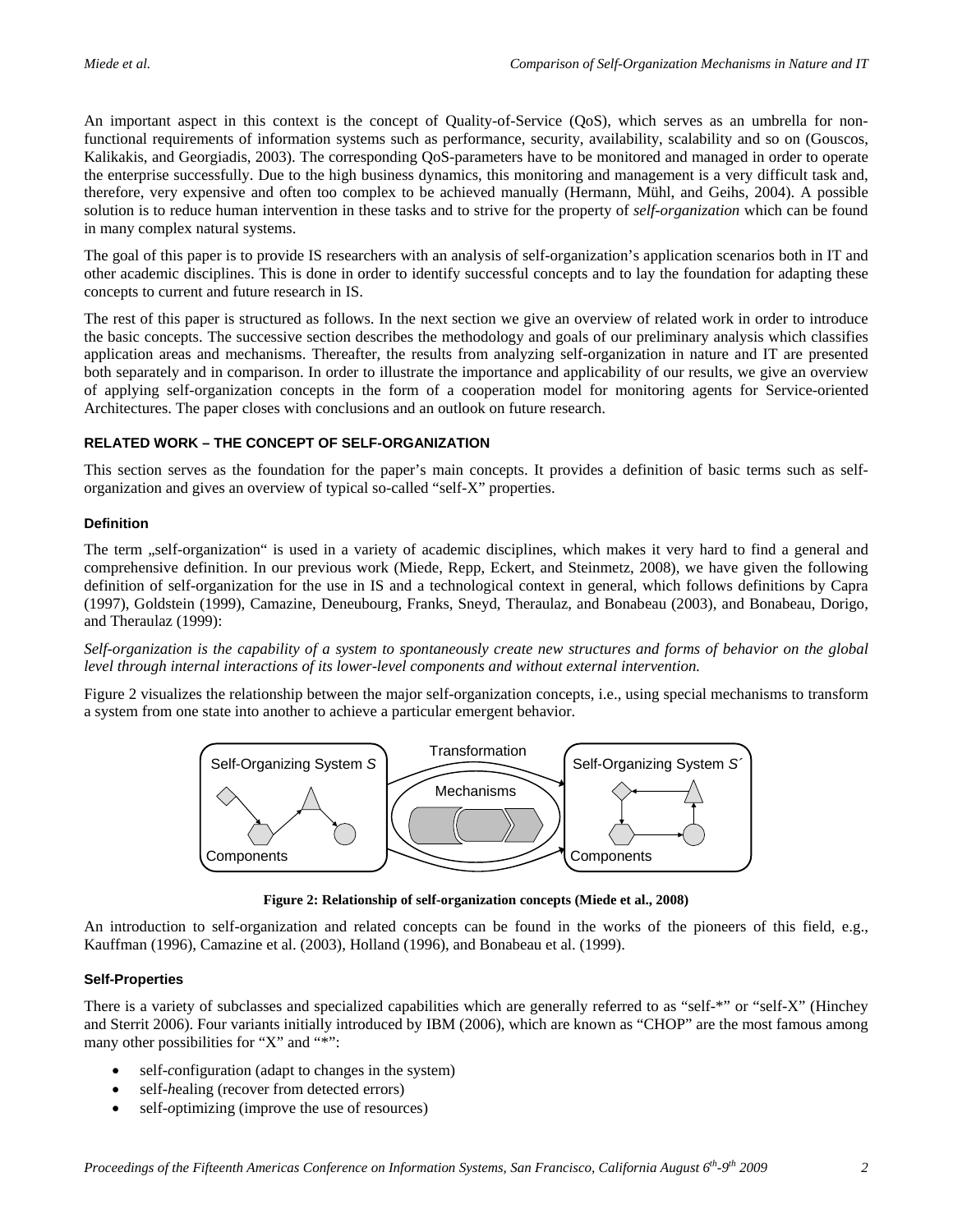An important aspect in this context is the concept of Quality-of-Service (QoS), which serves as an umbrella for non-functional requirements of information systems such as performance, security, availability, scalability and so on (Gouscos, Kalikakis, and Georgiadis, 2003). The corresponding QoS-parameters have to be monitored and managed in order to operate the enterprise successfully. Due to the high business dynamics, this monitoring and management is a very difficult task and, therefore, very expensive and often too complex to be achieved manually (Hermann, Mühl, and Geihs, 2004). A possible solution is to reduce human intervention in these tasks and to strive for the property of *self-organization* which can be found in many complex natural systems.

The goal of this paper is to provide IS researchers with an analysis of self-organization's application scenarios both in IT and other academic disciplines. This is done in order to identify successful concepts and to lay the foundation for adapting these concepts to current and future research in IS.

The rest of this paper is structured as follows. In the next section we give an overview of related work in order to introduce the basic concepts. The successive section describes the methodology and goals of our preliminary analysis which classifies application areas and mechanisms. Thereafter, the results from analyzing self-organization in nature and IT are presented both separately and in comparison. In order to illustrate the importance and applicability of our results, we give an overview of applying self-organization concepts in the form of a cooperation model for monitoring agents for Service-oriented Architectures. The paper closes with conclusions and an outlook on future research.

## RELATED WORK – THE CONCEPT OF SELF-ORGANIZATION

This section serves as the foundation for the paper's main concepts. It provides a definition of basic terms such as self-organization and gives an overview of typical so-called "self-X" properties.

### Definition

The term „self-organization" is used in a variety of academic disciplines, which makes it very hard to find a general and comprehensive definition. In our previous work (Miede, Repp, Eckert, and Steinmetz, 2008), we have given the following definition of self-organization for the use in IS and a technological context in general, which follows definitions by Capra (1997), Goldstein (1999), Camazine, Deneubourg, Franks, Sneyd, Theraulaz, and Bonabeau (2003), and Bonabeau, Dorigo, and Theraulaz (1999):

*Self-organization is the capability of a system to spontaneously create new structures and forms of behavior on the global level through internal interactions of its lower-level components and without external intervention.*

Figure 2 visualizes the relationship between the major self-organization concepts, i.e., using special mechanisms to transform a system from one state into another to achieve a particular emergent behavior.

Self-Organizing System *S* — Transformation — Mechanisms — Self-Organizing System *S´* — Components — Components

**Figure 2: Relationship of self-organization concepts (Miede et al., 2008)**

An introduction to self-organization and related concepts can be found in the works of the pioneers of this field, e.g., Kauffman (1996), Camazine et al. (2003), Holland (1996), and Bonabeau et al. (1999).

### Self-Properties

There is a variety of subclasses and specialized capabilities which are generally referred to as "self-*" or "self-X" (Hinchey and Sterrit 2006). Four variants initially introduced by IBM (2006), which are known as "CHOP" are the most famous among many other possibilities for "X" and "*":

- self-*c*onfiguration (adapt to changes in the system)
- self-*h*ealing (recover from detected errors)
- self-*o*ptimizing (improve the use of resources)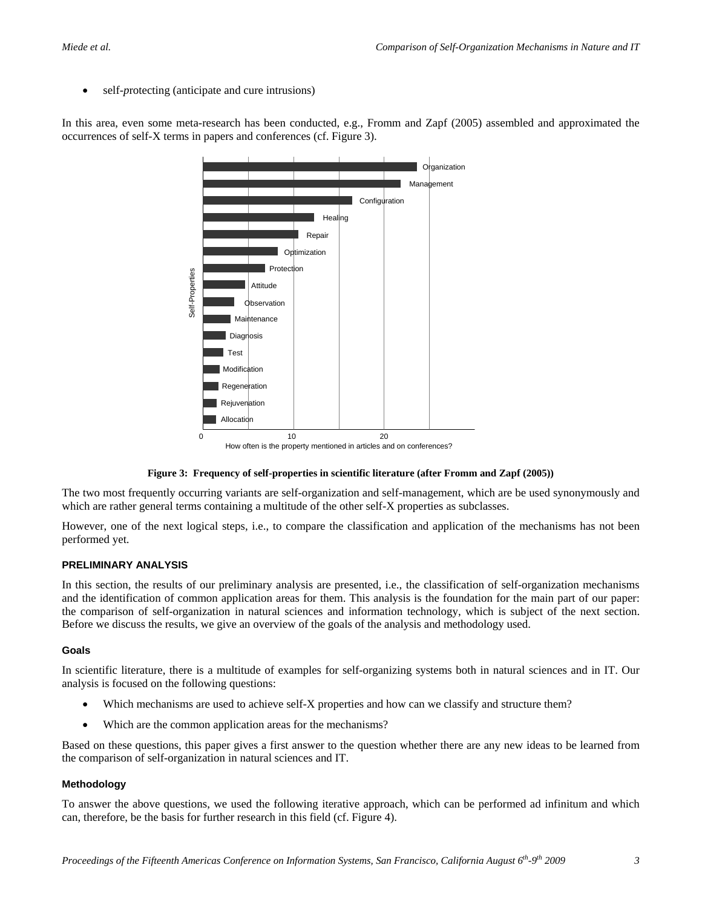- self-protecting (anticipate and cure intrusions)

In this area, even some meta-research has been conducted, e.g., Fromm and Zapf (2005) assembled and approximated the occurrences of self-X terms in papers and conferences (cf. Figure 3).

**Figure 3: Frequency of self-properties in scientific literature (after Fromm and Zapf (2005))**

The two most frequently occurring variants are self-organization and self-management, which are be used synonymously and which are rather general terms containing a multitude of the other self-X properties as subclasses.

However, one of the next logical steps, i.e., to compare the classification and application of the mechanisms has not been performed yet.

## PRELIMINARY ANALYSIS

In this section, the results of our preliminary analysis are presented, i.e., the classification of self-organization mechanisms and the identification of common application areas for them. This analysis is the foundation for the main part of our paper: the comparison of self-organization in natural sciences and information technology, which is subject of the next section. Before we discuss the results, we give an overview of the goals of the analysis and methodology used.

### Goals

In scientific literature, there is a multitude of examples for self-organizing systems both in natural sciences and in IT. Our analysis is focused on the following questions:

- Which mechanisms are used to achieve self-X properties and how can we classify and structure them?
- Which are the common application areas for the mechanisms?

Based on these questions, this paper gives a first answer to the question whether there are any new ideas to be learned from the comparison of self-organization in natural sciences and IT.

### Methodology

To answer the above questions, we used the following iterative approach, which can be performed ad infinitum and which can, therefore, be the basis for further research in this field (cf. Figure 4).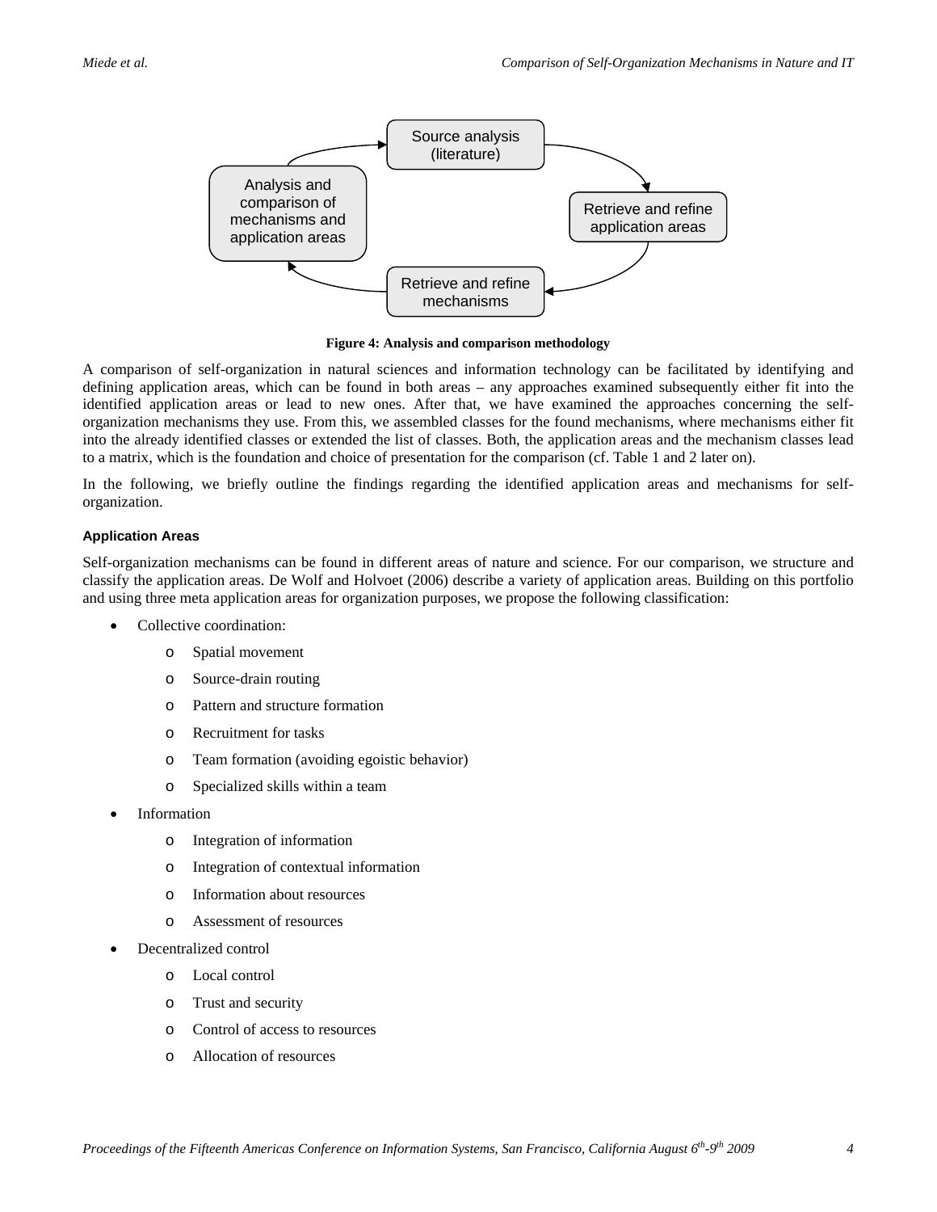Figure 4: Analysis and comparison methodology

A comparison of self-organization in natural sciences and information technology can be facilitated by identifying and defining application areas, which can be found in both areas – any approaches examined subsequently either fit into the identified application areas or lead to new ones. After that, we have examined the approaches concerning the self-organization mechanisms they use. From this, we assembled classes for the found mechanisms, where mechanisms either fit into the already identified classes or extended the list of classes. Both, the application areas and the mechanism classes lead to a matrix, which is the foundation and choice of presentation for the comparison (cf. Table 1 and 2 later on).

In the following, we briefly outline the findings regarding the identified application areas and mechanisms for self-organization.

### Application Areas

Self-organization mechanisms can be found in different areas of nature and science. For our comparison, we structure and classify the application areas. De Wolf and Holvoet (2006) describe a variety of application areas. Building on this portfolio and using three meta application areas for organization purposes, we propose the following classification:

- Collective coordination:
  - Spatial movement
  - Source-drain routing
  - Pattern and structure formation
  - Recruitment for tasks
  - Team formation (avoiding egoistic behavior)
  - Specialized skills within a team
- Information
  - Integration of information
  - Integration of contextual information
  - Information about resources
  - Assessment of resources
- Decentralized control
  - Local control
  - Trust and security
  - Control of access to resources
  - Allocation of resources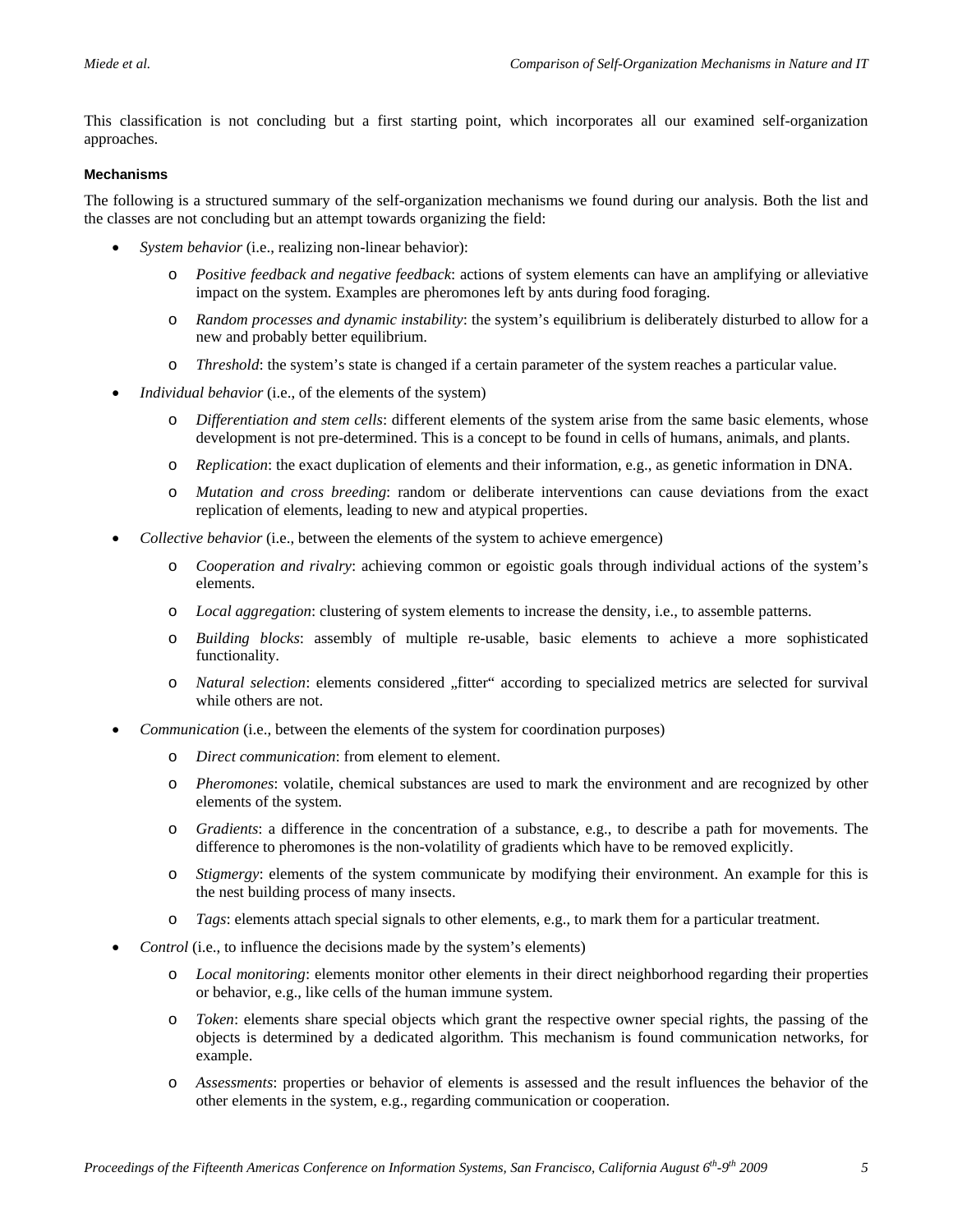This classification is not concluding but a first starting point, which incorporates all our examined self-organization approaches.

#### Mechanisms

The following is a structured summary of the self-organization mechanisms we found during our analysis. Both the list and the classes are not concluding but an attempt towards organizing the field:

- *System behavior* (i.e., realizing non-linear behavior):
  - *Positive feedback and negative feedback*: actions of system elements can have an amplifying or alleviative impact on the system. Examples are pheromones left by ants during food foraging.
  - *Random processes and dynamic instability*: the system's equilibrium is deliberately disturbed to allow for a new and probably better equilibrium.
  - *Threshold*: the system's state is changed if a certain parameter of the system reaches a particular value.
- *Individual behavior* (i.e., of the elements of the system)
  - *Differentiation and stem cells*: different elements of the system arise from the same basic elements, whose development is not pre-determined. This is a concept to be found in cells of humans, animals, and plants.
  - *Replication*: the exact duplication of elements and their information, e.g., as genetic information in DNA.
  - *Mutation and cross breeding*: random or deliberate interventions can cause deviations from the exact replication of elements, leading to new and atypical properties.
- *Collective behavior* (i.e., between the elements of the system to achieve emergence)
  - *Cooperation and rivalry*: achieving common or egoistic goals through individual actions of the system's elements.
  - *Local aggregation*: clustering of system elements to increase the density, i.e., to assemble patterns.
  - *Building blocks*: assembly of multiple re-usable, basic elements to achieve a more sophisticated functionality.
  - *Natural selection*: elements considered „fitter" according to specialized metrics are selected for survival while others are not.
- *Communication* (i.e., between the elements of the system for coordination purposes)
  - *Direct communication*: from element to element.
  - *Pheromones*: volatile, chemical substances are used to mark the environment and are recognized by other elements of the system.
  - *Gradients*: a difference in the concentration of a substance, e.g., to describe a path for movements. The difference to pheromones is the non-volatility of gradients which have to be removed explicitly.
  - *Stigmergy*: elements of the system communicate by modifying their environment. An example for this is the nest building process of many insects.
  - *Tags*: elements attach special signals to other elements, e.g., to mark them for a particular treatment.
- *Control* (i.e., to influence the decisions made by the system's elements)
  - *Local monitoring*: elements monitor other elements in their direct neighborhood regarding their properties or behavior, e.g., like cells of the human immune system.
  - *Token*: elements share special objects which grant the respective owner special rights, the passing of the objects is determined by a dedicated algorithm. This mechanism is found communication networks, for example.
  - *Assessments*: properties or behavior of elements is assessed and the result influences the behavior of the other elements in the system, e.g., regarding communication or cooperation.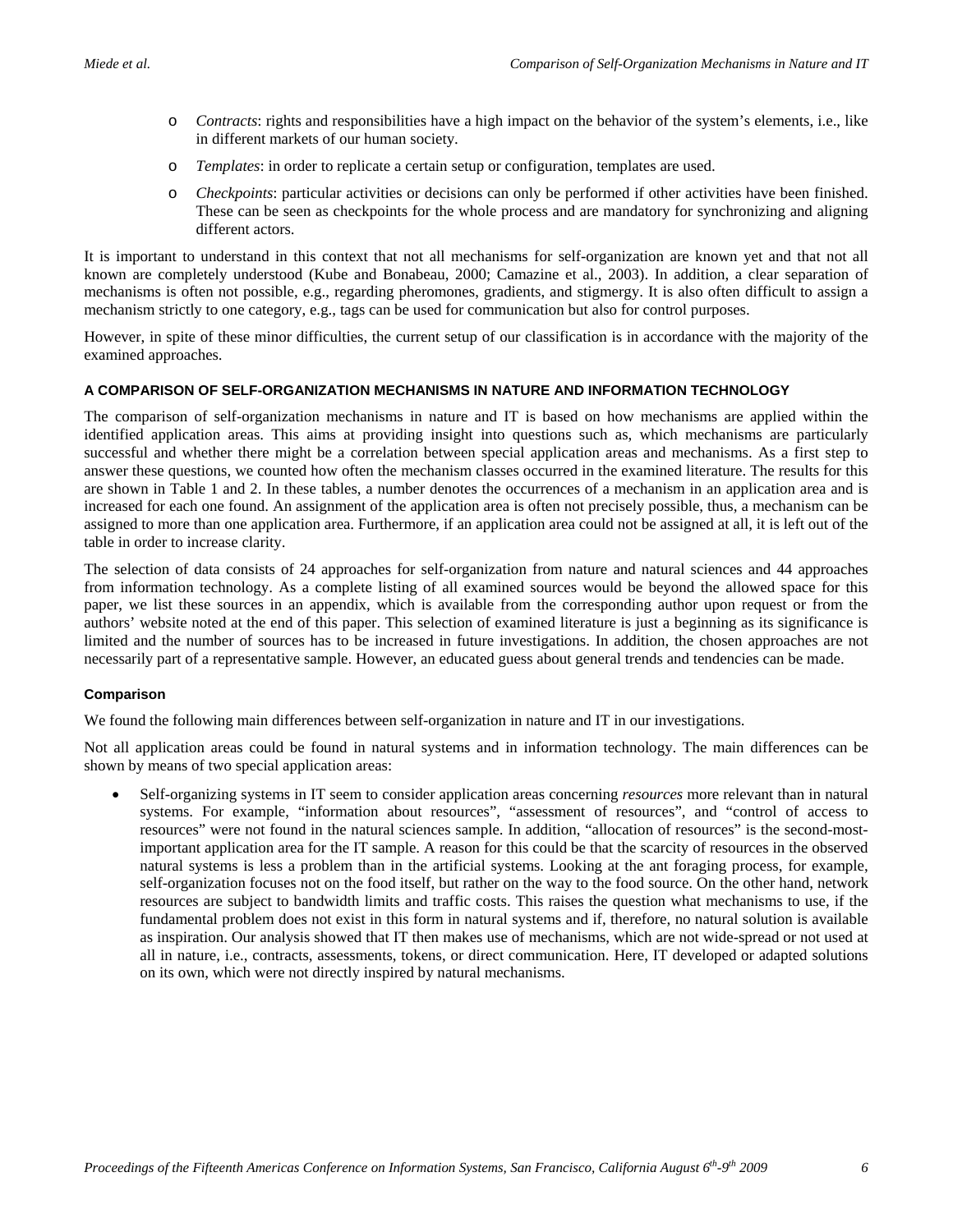- *Contracts*: rights and responsibilities have a high impact on the behavior of the system's elements, i.e., like in different markets of our human society.
- *Templates*: in order to replicate a certain setup or configuration, templates are used.
- *Checkpoints*: particular activities or decisions can only be performed if other activities have been finished. These can be seen as checkpoints for the whole process and are mandatory for synchronizing and aligning different actors.

It is important to understand in this context that not all mechanisms for self-organization are known yet and that not all known are completely understood (Kube and Bonabeau, 2000; Camazine et al., 2003). In addition, a clear separation of mechanisms is often not possible, e.g., regarding pheromones, gradients, and stigmergy. It is also often difficult to assign a mechanism strictly to one category, e.g., tags can be used for communication but also for control purposes.

However, in spite of these minor difficulties, the current setup of our classification is in accordance with the majority of the examined approaches.

## A COMPARISON OF SELF-ORGANIZATION MECHANISMS IN NATURE AND INFORMATION TECHNOLOGY

The comparison of self-organization mechanisms in nature and IT is based on how mechanisms are applied within the identified application areas. This aims at providing insight into questions such as, which mechanisms are particularly successful and whether there might be a correlation between special application areas and mechanisms. As a first step to answer these questions, we counted how often the mechanism classes occurred in the examined literature. The results for this are shown in Table 1 and 2. In these tables, a number denotes the occurrences of a mechanism in an application area and is increased for each one found. An assignment of the application area is often not precisely possible, thus, a mechanism can be assigned to more than one application area. Furthermore, if an application area could not be assigned at all, it is left out of the table in order to increase clarity.

The selection of data consists of 24 approaches for self-organization from nature and natural sciences and 44 approaches from information technology. As a complete listing of all examined sources would be beyond the allowed space for this paper, we list these sources in an appendix, which is available from the corresponding author upon request or from the authors' website noted at the end of this paper. This selection of examined literature is just a beginning as its significance is limited and the number of sources has to be increased in future investigations. In addition, the chosen approaches are not necessarily part of a representative sample. However, an educated guess about general trends and tendencies can be made.

### Comparison

We found the following main differences between self-organization in nature and IT in our investigations.

Not all application areas could be found in natural systems and in information technology. The main differences can be shown by means of two special application areas:

- Self-organizing systems in IT seem to consider application areas concerning *resources* more relevant than in natural systems. For example, "information about resources", "assessment of resources", and "control of access to resources" were not found in the natural sciences sample. In addition, "allocation of resources" is the second-most-important application area for the IT sample. A reason for this could be that the scarcity of resources in the observed natural systems is less a problem than in the artificial systems. Looking at the ant foraging process, for example, self-organization focuses not on the food itself, but rather on the way to the food source. On the other hand, network resources are subject to bandwidth limits and traffic costs. This raises the question what mechanisms to use, if the fundamental problem does not exist in this form in natural systems and if, therefore, no natural solution is available as inspiration. Our analysis showed that IT then makes use of mechanisms, which are not wide-spread or not used at all in nature, i.e., contracts, assessments, tokens, or direct communication. Here, IT developed or adapted solutions on its own, which were not directly inspired by natural mechanisms.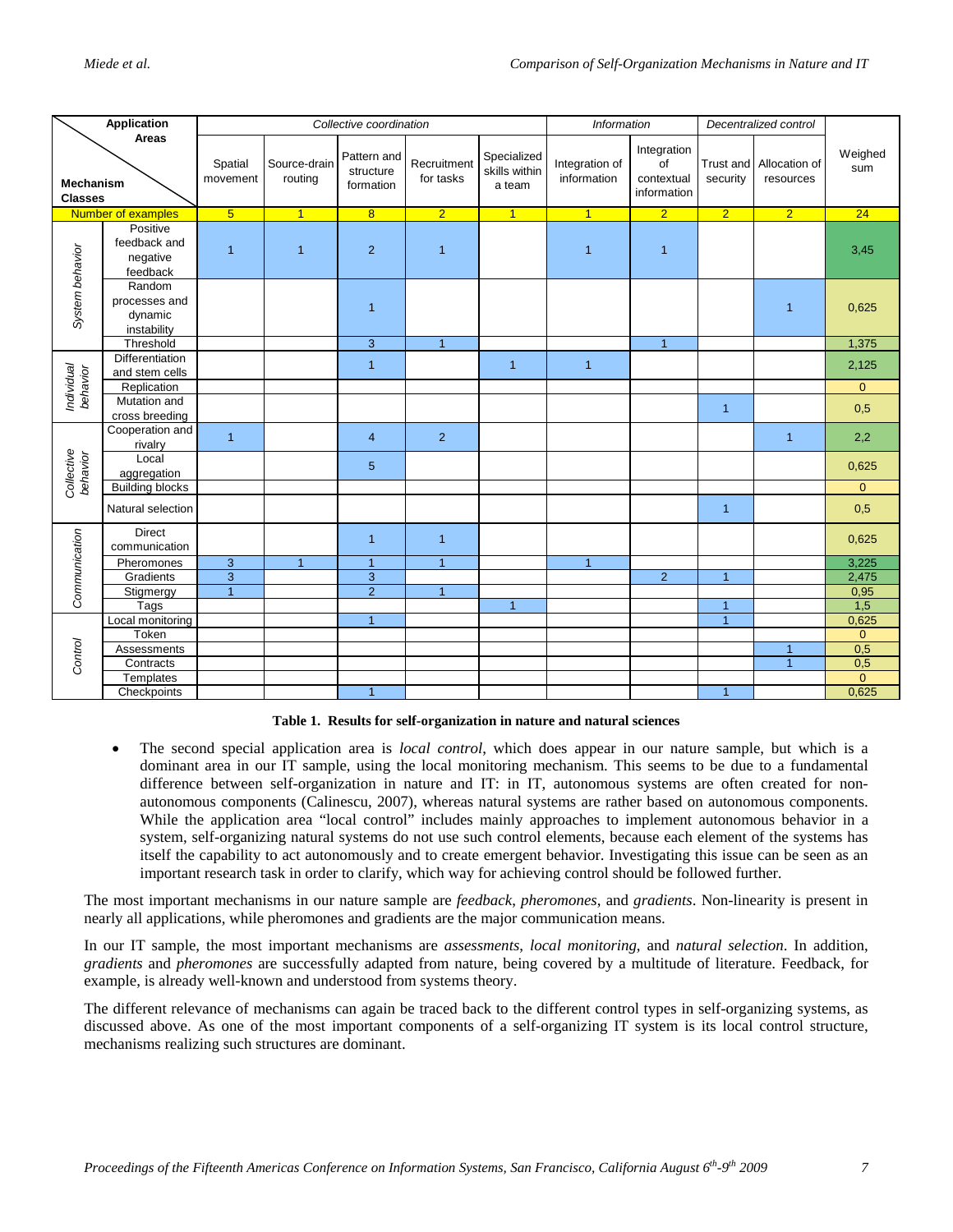| Mechanism Classes | | Collective coordination | | | | | Information | | Decentralized control | | Weighed sum |
|---|---|---|---|---|---|---|---|---|---|---|---|
| | Application Areas | Spatial movement | Source-drain routing | Pattern and structure formation | Recruitment for tasks | Specialized skills within a team | Integration of information | Integration of contextual information | Trust and security | Allocation of resources | |
| | Number of examples | 5 | 1 | 8 | 2 | 1 | 1 | 2 | 2 | 2 | 24 |
| *System behavior* | Positive feedback and negative feedback | 1 | 1 | 2 | 1 | | 1 | 1 | | | 3,45 |
| | Random processes and dynamic instability | | | 1 | | | | | | 1 | 0,625 |
| | Threshold | | | 3 | 1 | | | 1 | | | 1,375 |
| *Individual behavior* | Differentiation and stem cells | | | 1 | | 1 | 1 | | | | 2,125 |
| | Replication | | | | | | | | | | 0 |
| | Mutation and cross breeding | | | | | | | | 1 | | 0,5 |
| *Collective behavior* | Cooperation and rivalry | 1 | | 4 | 2 | | | | | 1 | 2,2 |
| | Local aggregation | | | 5 | | | | | | | 0,625 |
| | Building blocks | | | | | | | | | | 0 |
| | Natural selection | | | | | | | | 1 | | 0,5 |
| *Communication* | Direct communication | | | 1 | 1 | | | | | | 0,625 |
| | Pheromones | 3 | 1 | 1 | 1 | | 1 | | | | 3,225 |
| | Gradients | 3 | | 3 | | | | 2 | 1 | | 2,475 |
| | Stigmergy | 1 | | 2 | 1 | | | | | | 0,95 |
| | Tags | | | | | 1 | | | 1 | | 1,5 |
| *Control* | Local monitoring | | | 1 | | | | | 1 | | 0,625 |
| | Token | | | | | | | | | | 0 |
| | Assessments | | | | | | | | | 1 | 0,5 |
| | Contracts | | | | | | | | | 1 | 0,5 |
| | Templates | | | | | | | | | | 0 |
| | Checkpoints | | | 1 | | | | | 1 | | 0,625 |

**Table 1. Results for self-organization in nature and natural sciences**

- The second special application area is *local control*, which does appear in our nature sample, but which is a dominant area in our IT sample, using the local monitoring mechanism. This seems to be due to a fundamental difference between self-organization in nature and IT: in IT, autonomous systems are often created for non-autonomous components (Calinescu, 2007), whereas natural systems are rather based on autonomous components. While the application area "local control" includes mainly approaches to implement autonomous behavior in a system, self-organizing natural systems do not use such control elements, because each element of the systems has itself the capability to act autonomously and to create emergent behavior. Investigating this issue can be seen as an important research task in order to clarify, which way for achieving control should be followed further.

The most important mechanisms in our nature sample are *feedback*, *pheromones*, and *gradients*. Non-linearity is present in nearly all applications, while pheromones and gradients are the major communication means.

In our IT sample, the most important mechanisms are *assessments*, *local monitoring*, and *natural selection*. In addition, *gradients* and *pheromones* are successfully adapted from nature, being covered by a multitude of literature. Feedback, for example, is already well-known and understood from systems theory.

The different relevance of mechanisms can again be traced back to the different control types in self-organizing systems, as discussed above. As one of the most important components of a self-organizing IT system is its local control structure, mechanisms realizing such structures are dominant.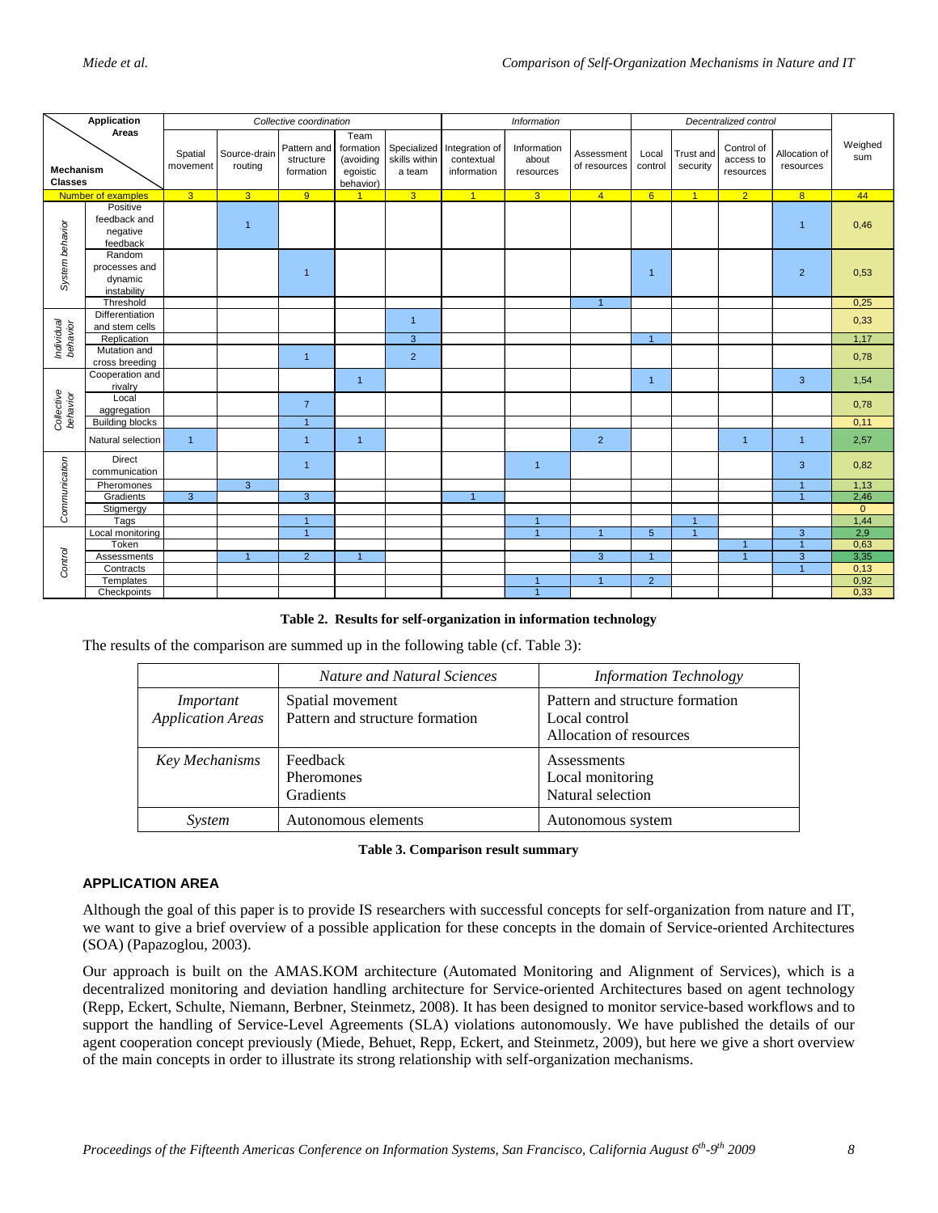| Mechanism Classes | Mechanism | Collective coordination | | | | | Information | | | Decentralized control | | | | Weighed sum |
|---|---|---|---|---|---|---|---|---|---|---|---|---|---|---|
| | | Spatial movement | Source-drain routing | Pattern and structure formation | Team formation (avoiding egoistic behavior) | Specialized skills within a team | Integration of contextual information | Information about resources | Assessment of resources | Local control | Trust and security | Control of access to resources | Allocation of resources | |
| | Number of examples | 3 | 3 | 9 | 1 | 3 | 1 | 3 | 4 | 6 | 1 | 2 | 8 | 44 |
| *System behavior* | Positive feedback and negative feedback | | 1 | | | | | | | | | | 1 | 0,46 |
| | Random processes and dynamic instability | | | 1 | | | | | | 1 | | | 2 | 0,53 |
| | Threshold | | | | | | | | 1 | | | | | 0,25 |
| *Individual behavior* | Differentiation and stem cells | | | | | 1 | | | | | | | | 0,33 |
| | Replication | | | | | 3 | | | | 1 | | | | 1,17 |
| | Mutation and cross breeding | | | 1 | | 2 | | | | | | | | 0,78 |
| *Collective behavior* | Cooperation and rivalry | | | | 1 | | | | | 1 | | | 3 | 1,54 |
| | Local aggregation | | | 7 | | | | | | | | | | 0,78 |
| | Building blocks | | | 1 | | | | | | | | | | 0,11 |
| | Natural selection | 1 | | 1 | 1 | | | | 2 | | | 1 | 1 | 2,57 |
| *Communication* | Direct communication | | | 1 | | | | 1 | | | | | 3 | 0,82 |
| | Pheromones | | 3 | | | | | | | | | | 1 | 1,13 |
| | Gradients | 3 | | 3 | | | 1 | | | | | | 1 | 2,46 |
| | Stigmergy | | | | | | | | | | | | | 0 |
| | Tags | | | 1 | | | | 1 | | | 1 | | | 1,44 |
| *Control* | Local monitoring | | | 1 | | | | 1 | 1 | 5 | 1 | | 3 | 2,9 |
| | Token | | | | | | | | | | | 1 | 1 | 0,63 |
| | Assessments | | 1 | 2 | 1 | | | | 3 | 1 | | 1 | 3 | 3,35 |
| | Contracts | | | | | | | | | | | | 1 | 0,13 |
| | Templates | | | | | | | 1 | 1 | 2 | | | | 0,92 |
| | Checkpoints | | | | | | | 1 | | | | | | 0,33 |

**Table 2. Results for self-organization in information technology**

The results of the comparison are summed up in the following table (cf. Table 3):

| | *Nature and Natural Sciences* | *Information Technology* |
|---|---|---|
| *Important Application Areas* | Spatial movement<br>Pattern and structure formation | Pattern and structure formation<br>Local control<br>Allocation of resources |
| *Key Mechanisms* | Feedback<br>Pheromones<br>Gradients | Assessments<br>Local monitoring<br>Natural selection |
| *System* | Autonomous elements | Autonomous system |

**Table 3. Comparison result summary**

## APPLICATION AREA

Although the goal of this paper is to provide IS researchers with successful concepts for self-organization from nature and IT, we want to give a brief overview of a possible application for these concepts in the domain of Service-oriented Architectures (SOA) (Papazoglou, 2003).

Our approach is built on the AMAS.KOM architecture (Automated Monitoring and Alignment of Services), which is a decentralized monitoring and deviation handling architecture for Service-oriented Architectures based on agent technology (Repp, Eckert, Schulte, Niemann, Berbner, Steinmetz, 2008). It has been designed to monitor service-based workflows and to support the handling of Service-Level Agreements (SLA) violations autonomously. We have published the details of our agent cooperation concept previously (Miede, Behuet, Repp, Eckert, and Steinmetz, 2009), but here we give a short overview of the main concepts in order to illustrate its strong relationship with self-organization mechanisms.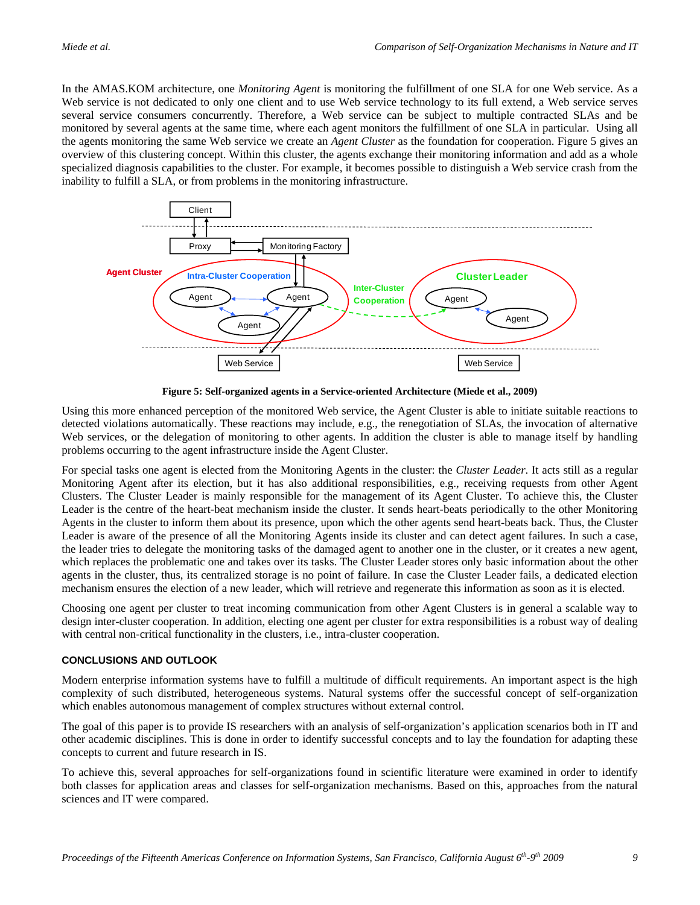In the AMAS.KOM architecture, one *Monitoring Agent* is monitoring the fulfillment of one SLA for one Web service. As a Web service is not dedicated to only one client and to use Web service technology to its full extend, a Web service serves several service consumers concurrently. Therefore, a Web service can be subject to multiple contracted SLAs and be monitored by several agents at the same time, where each agent monitors the fulfillment of one SLA in particular. Using all the agents monitoring the same Web service we create an *Agent Cluster* as the foundation for cooperation. Figure 5 gives an overview of this clustering concept. Within this cluster, the agents exchange their monitoring information and add as a whole specialized diagnosis capabilities to the cluster. For example, it becomes possible to distinguish a Web service crash from the inability to fulfill a SLA, or from problems in the monitoring infrastructure.

**Figure 5: Self-organized agents in a Service-oriented Architecture (Miede et al., 2009)**

Using this more enhanced perception of the monitored Web service, the Agent Cluster is able to initiate suitable reactions to detected violations automatically. These reactions may include, e.g., the renegotiation of SLAs, the invocation of alternative Web services, or the delegation of monitoring to other agents. In addition the cluster is able to manage itself by handling problems occurring to the agent infrastructure inside the Agent Cluster.

For special tasks one agent is elected from the Monitoring Agents in the cluster: the *Cluster Leader*. It acts still as a regular Monitoring Agent after its election, but it has also additional responsibilities, e.g., receiving requests from other Agent Clusters. The Cluster Leader is mainly responsible for the management of its Agent Cluster. To achieve this, the Cluster Leader is the centre of the heart-beat mechanism inside the cluster. It sends heart-beats periodically to the other Monitoring Agents in the cluster to inform them about its presence, upon which the other agents send heart-beats back. Thus, the Cluster Leader is aware of the presence of all the Monitoring Agents inside its cluster and can detect agent failures. In such a case, the leader tries to delegate the monitoring tasks of the damaged agent to another one in the cluster, or it creates a new agent, which replaces the problematic one and takes over its tasks. The Cluster Leader stores only basic information about the other agents in the cluster, thus, its centralized storage is no point of failure. In case the Cluster Leader fails, a dedicated election mechanism ensures the election of a new leader, which will retrieve and regenerate this information as soon as it is elected.

Choosing one agent per cluster to treat incoming communication from other Agent Clusters is in general a scalable way to design inter-cluster cooperation. In addition, electing one agent per cluster for extra responsibilities is a robust way of dealing with central non-critical functionality in the clusters, i.e., intra-cluster cooperation.

## CONCLUSIONS AND OUTLOOK

Modern enterprise information systems have to fulfill a multitude of difficult requirements. An important aspect is the high complexity of such distributed, heterogeneous systems. Natural systems offer the successful concept of self-organization which enables autonomous management of complex structures without external control.

The goal of this paper is to provide IS researchers with an analysis of self-organization's application scenarios both in IT and other academic disciplines. This is done in order to identify successful concepts and to lay the foundation for adapting these concepts to current and future research in IS.

To achieve this, several approaches for self-organizations found in scientific literature were examined in order to identify both classes for application areas and classes for self-organization mechanisms. Based on this, approaches from the natural sciences and IT were compared.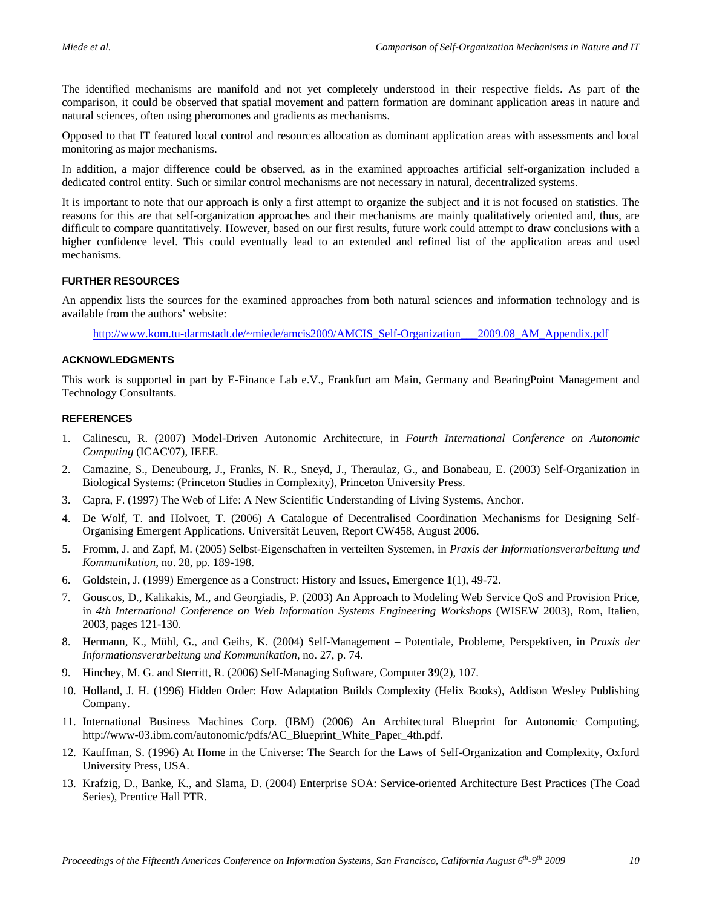The identified mechanisms are manifold and not yet completely understood in their respective fields. As part of the comparison, it could be observed that spatial movement and pattern formation are dominant application areas in nature and natural sciences, often using pheromones and gradients as mechanisms.

Opposed to that IT featured local control and resources allocation as dominant application areas with assessments and local monitoring as major mechanisms.

In addition, a major difference could be observed, as in the examined approaches artificial self-organization included a dedicated control entity. Such or similar control mechanisms are not necessary in natural, decentralized systems.

It is important to note that our approach is only a first attempt to organize the subject and it is not focused on statistics. The reasons for this are that self-organization approaches and their mechanisms are mainly qualitatively oriented and, thus, are difficult to compare quantitatively. However, based on our first results, future work could attempt to draw conclusions with a higher confidence level. This could eventually lead to an extended and refined list of the application areas and used mechanisms.

## FURTHER RESOURCES

An appendix lists the sources for the examined approaches from both natural sciences and information technology and is available from the authors' website:

http://www.kom.tu-darmstadt.de/~miede/amcis2009/AMCIS_Self-Organization___2009.08_AM_Appendix.pdf

## ACKNOWLEDGMENTS

This work is supported in part by E-Finance Lab e.V., Frankfurt am Main, Germany and BearingPoint Management and Technology Consultants.

## REFERENCES

1. Calinescu, R. (2007) Model-Driven Autonomic Architecture, in *Fourth International Conference on Autonomic Computing* (ICAC'07), IEEE.
2. Camazine, S., Deneubourg, J., Franks, N. R., Sneyd, J., Theraulaz, G., and Bonabeau, E. (2003) Self-Organization in Biological Systems: (Princeton Studies in Complexity), Princeton University Press.
3. Capra, F. (1997) The Web of Life: A New Scientific Understanding of Living Systems, Anchor.
4. De Wolf, T. and Holvoet, T. (2006) A Catalogue of Decentralised Coordination Mechanisms for Designing Self-Organising Emergent Applications. Universität Leuven, Report CW458, August 2006.
5. Fromm, J. and Zapf, M. (2005) Selbst-Eigenschaften in verteilten Systemen, in *Praxis der Informationsverarbeitung und Kommunikation*, no. 28, pp. 189-198.
6. Goldstein, J. (1999) Emergence as a Construct: History and Issues, Emergence **1**(1), 49-72.
7. Gouscos, D., Kalikakis, M., and Georgiadis, P. (2003) An Approach to Modeling Web Service QoS and Provision Price, in *4th International Conference on Web Information Systems Engineering Workshops* (WISEW 2003), Rom, Italien, 2003, pages 121-130.
8. Hermann, K., Mühl, G., and Geihs, K. (2004) Self-Management – Potentiale, Probleme, Perspektiven, in *Praxis der Informationsverarbeitung und Kommunikation*, no. 27, p. 74.
9. Hinchey, M. G. and Sterritt, R. (2006) Self-Managing Software, Computer **39**(2), 107.
10. Holland, J. H. (1996) Hidden Order: How Adaptation Builds Complexity (Helix Books), Addison Wesley Publishing Company.
11. International Business Machines Corp. (IBM) (2006) An Architectural Blueprint for Autonomic Computing, http://www-03.ibm.com/autonomic/pdfs/AC_Blueprint_White_Paper_4th.pdf.
12. Kauffman, S. (1996) At Home in the Universe: The Search for the Laws of Self-Organization and Complexity, Oxford University Press, USA.
13. Krafzig, D., Banke, K., and Slama, D. (2004) Enterprise SOA: Service-oriented Architecture Best Practices (The Coad Series), Prentice Hall PTR.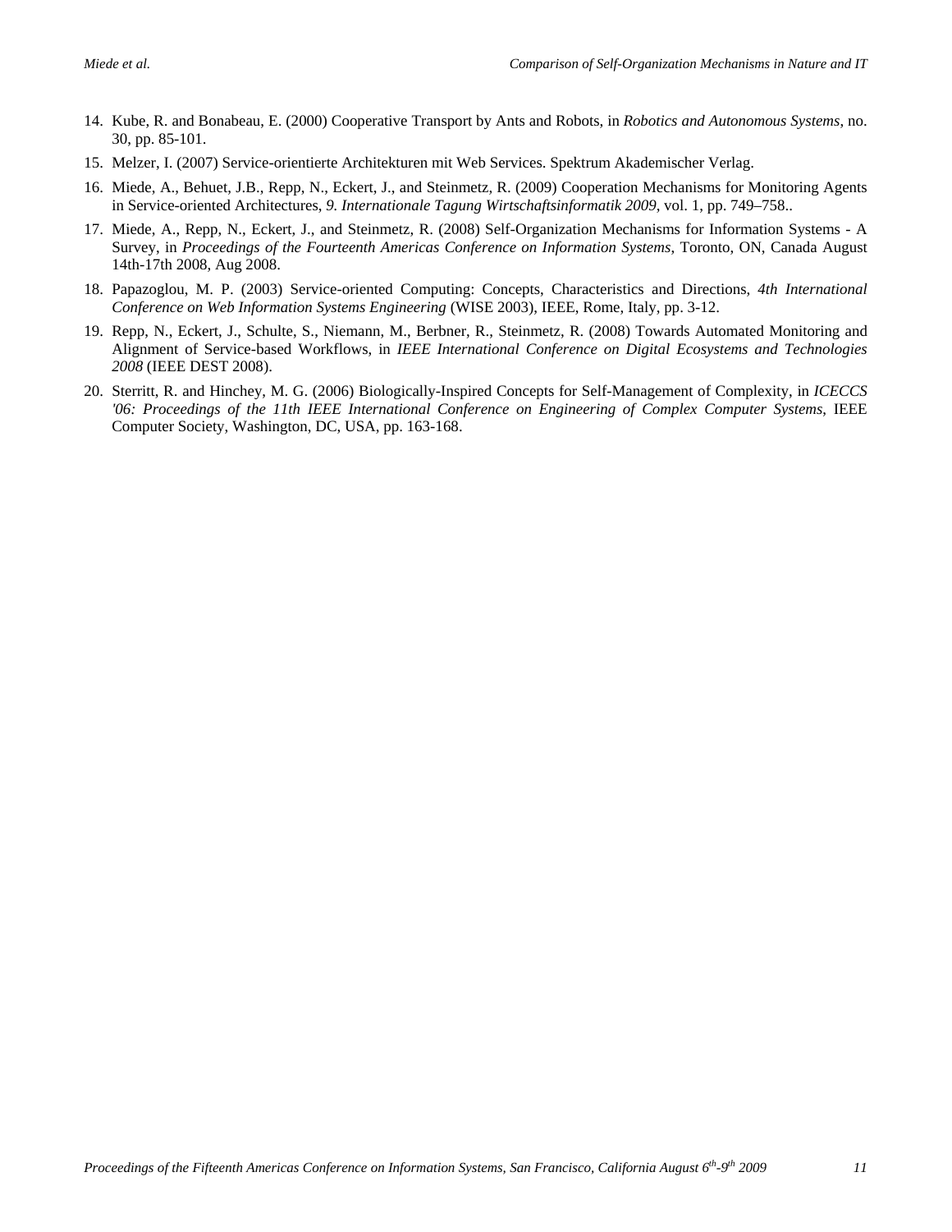14. Kube, R. and Bonabeau, E. (2000) Cooperative Transport by Ants and Robots, in *Robotics and Autonomous Systems*, no. 30, pp. 85-101.
15. Melzer, I. (2007) Service-orientierte Architekturen mit Web Services. Spektrum Akademischer Verlag.
16. Miede, A., Behuet, J.B., Repp, N., Eckert, J., and Steinmetz, R. (2009) Cooperation Mechanisms for Monitoring Agents in Service-oriented Architectures, *9. Internationale Tagung Wirtschaftsinformatik 2009*, vol. 1, pp. 749–758..
17. Miede, A., Repp, N., Eckert, J., and Steinmetz, R. (2008) Self-Organization Mechanisms for Information Systems - A Survey, in *Proceedings of the Fourteenth Americas Conference on Information Systems*, Toronto, ON, Canada August 14th-17th 2008, Aug 2008.
18. Papazoglou, M. P. (2003) Service-oriented Computing: Concepts, Characteristics and Directions, *4th International Conference on Web Information Systems Engineering* (WISE 2003), IEEE, Rome, Italy, pp. 3-12.
19. Repp, N., Eckert, J., Schulte, S., Niemann, M., Berbner, R., Steinmetz, R. (2008) Towards Automated Monitoring and Alignment of Service-based Workflows, in *IEEE International Conference on Digital Ecosystems and Technologies 2008* (IEEE DEST 2008).
20. Sterritt, R. and Hinchey, M. G. (2006) Biologically-Inspired Concepts for Self-Management of Complexity, in *ICECCS '06: Proceedings of the 11th IEEE International Conference on Engineering of Complex Computer Systems*, IEEE Computer Society, Washington, DC, USA, pp. 163-168.